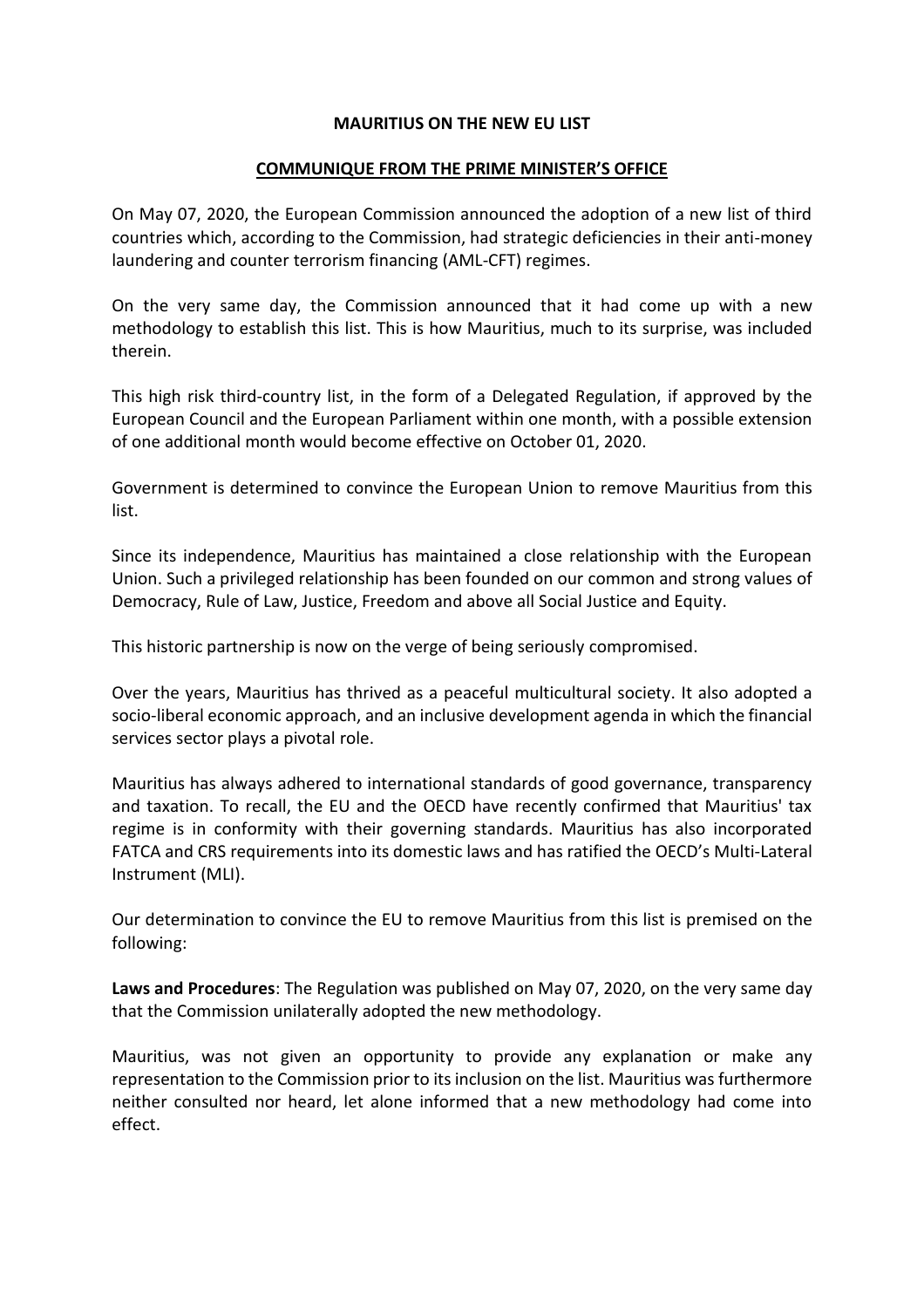**MAURITIUS ON THE NEW EU LIST**

**COMMUNIQUE FROM THE PRIME MINISTER'S OFFICE**

On May 07, 2020, the European Commission announced the adoption of a new list of third countries which, according to the Commission, had strategic deficiencies in their anti-money laundering and counter terrorism financing (AML-CFT) regimes.

On the very same day, the Commission announced that it had come up with a new methodology to establish this list. This is how Mauritius, much to its surprise, was included therein.

This high risk third-country list, in the form of a Delegated Regulation, if approved by the European Council and the European Parliament within one month, with a possible extension of one additional month would become effective on October 01, 2020.

Government is determined to convince the European Union to remove Mauritius from this list.

Since its independence, Mauritius has maintained a close relationship with the European Union. Such a privileged relationship has been founded on our common and strong values of Democracy, Rule of Law, Justice, Freedom and above all Social Justice and Equity.

This historic partnership is now on the verge of being seriously compromised.

Over the years, Mauritius has thrived as a peaceful multicultural society. It also adopted a socio-liberal economic approach, and an inclusive development agenda in which the financial services sector plays a pivotal role.

Mauritius has always adhered to international standards of good governance, transparency and taxation. To recall, the EU and the OECD have recently confirmed that Mauritius' tax regime is in conformity with their governing standards. Mauritius has also incorporated FATCA and CRS requirements into its domestic laws and has ratified the OECD's Multi-Lateral Instrument (MLI).

Our determination to convince the EU to remove Mauritius from this list is premised on the following:

**Laws and Procedures**: The Regulation was published on May 07, 2020, on the very same day that the Commission unilaterally adopted the new methodology.

Mauritius, was not given an opportunity to provide any explanation or make any representation to the Commission prior to its inclusion on the list. Mauritius was furthermore neither consulted nor heard, let alone informed that a new methodology had come into effect.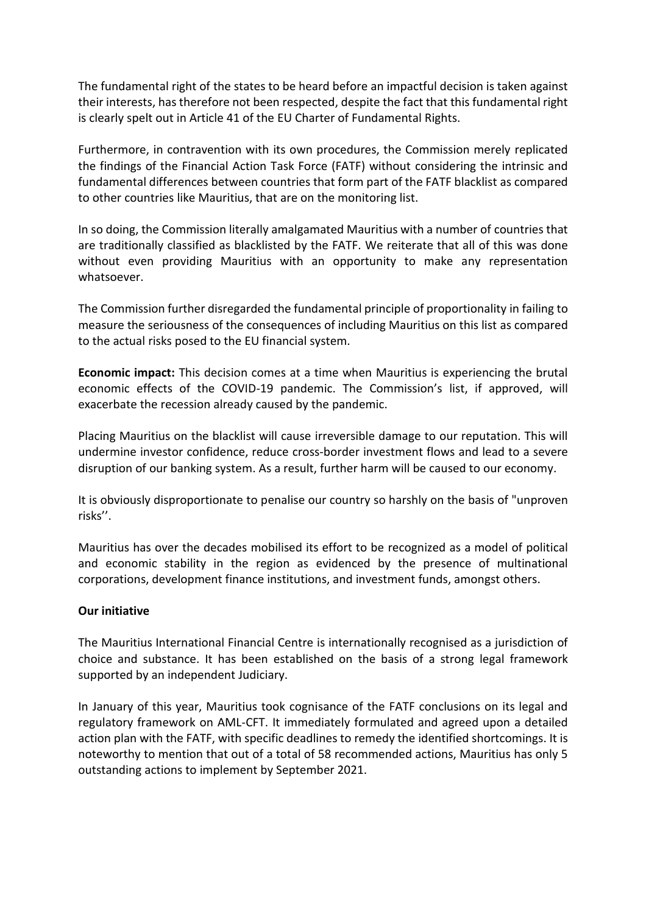The fundamental right of the states to be heard before an impactful decision is taken against their interests, has therefore not been respected, despite the fact that this fundamental right is clearly spelt out in Article 41 of the EU Charter of Fundamental Rights.

Furthermore, in contravention with its own procedures, the Commission merely replicated the findings of the Financial Action Task Force (FATF) without considering the intrinsic and fundamental differences between countries that form part of the FATF blacklist as compared to other countries like Mauritius, that are on the monitoring list.

In so doing, the Commission literally amalgamated Mauritius with a number of countries that are traditionally classified as blacklisted by the FATF. We reiterate that all of this was done without even providing Mauritius with an opportunity to make any representation whatsoever.

The Commission further disregarded the fundamental principle of proportionality in failing to measure the seriousness of the consequences of including Mauritius on this list as compared to the actual risks posed to the EU financial system.

**Economic impact:** This decision comes at a time when Mauritius is experiencing the brutal economic effects of the COVID-19 pandemic. The Commission's list, if approved, will exacerbate the recession already caused by the pandemic.

Placing Mauritius on the blacklist will cause irreversible damage to our reputation. This will undermine investor confidence, reduce cross-border investment flows and lead to a severe disruption of our banking system. As a result, further harm will be caused to our economy.

It is obviously disproportionate to penalise our country so harshly on the basis of "unproven risks''.

Mauritius has over the decades mobilised its effort to be recognized as a model of political and economic stability in the region as evidenced by the presence of multinational corporations, development finance institutions, and investment funds, amongst others.

**Our initiative**

The Mauritius International Financial Centre is internationally recognised as a jurisdiction of choice and substance. It has been established on the basis of a strong legal framework supported by an independent Judiciary.

In January of this year, Mauritius took cognisance of the FATF conclusions on its legal and regulatory framework on AML-CFT. It immediately formulated and agreed upon a detailed action plan with the FATF, with specific deadlines to remedy the identified shortcomings. It is noteworthy to mention that out of a total of 58 recommended actions, Mauritius has only 5 outstanding actions to implement by September 2021.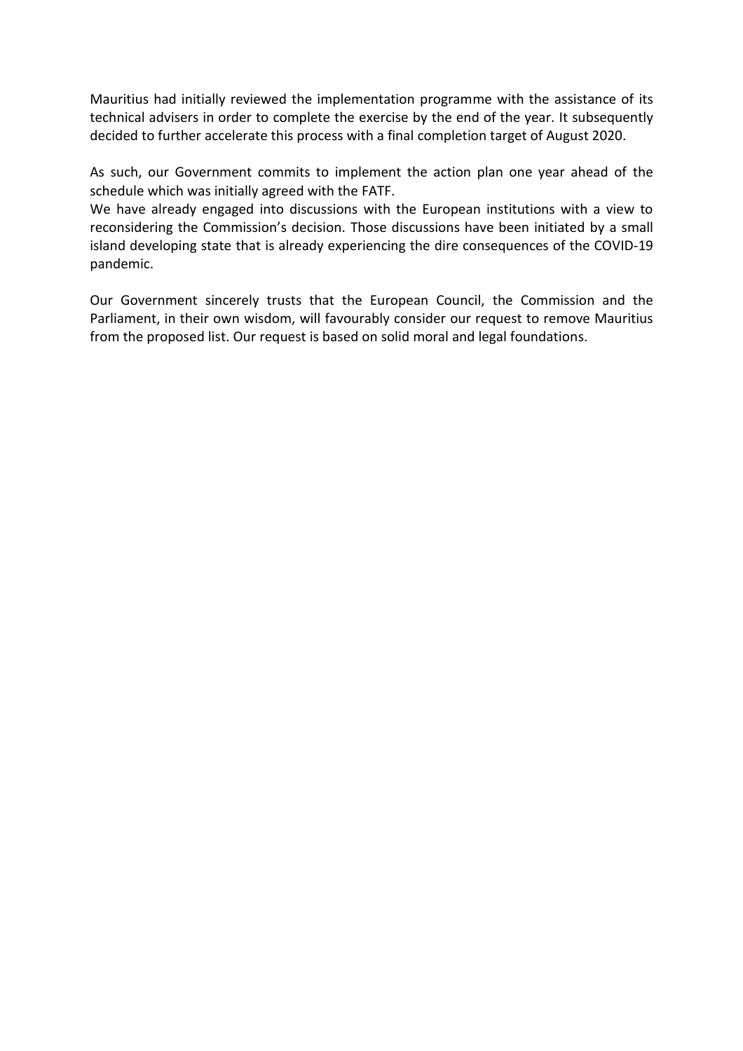Mauritius had initially reviewed the implementation programme with the assistance of its technical advisers in order to complete the exercise by the end of the year. It subsequently decided to further accelerate this process with a final completion target of August 2020.

As such, our Government commits to implement the action plan one year ahead of the schedule which was initially agreed with the FATF.

We have already engaged into discussions with the European institutions with a view to reconsidering the Commission's decision. Those discussions have been initiated by a small island developing state that is already experiencing the dire consequences of the COVID-19 pandemic.

Our Government sincerely trusts that the European Council, the Commission and the Parliament, in their own wisdom, will favourably consider our request to remove Mauritius from the proposed list. Our request is based on solid moral and legal foundations.